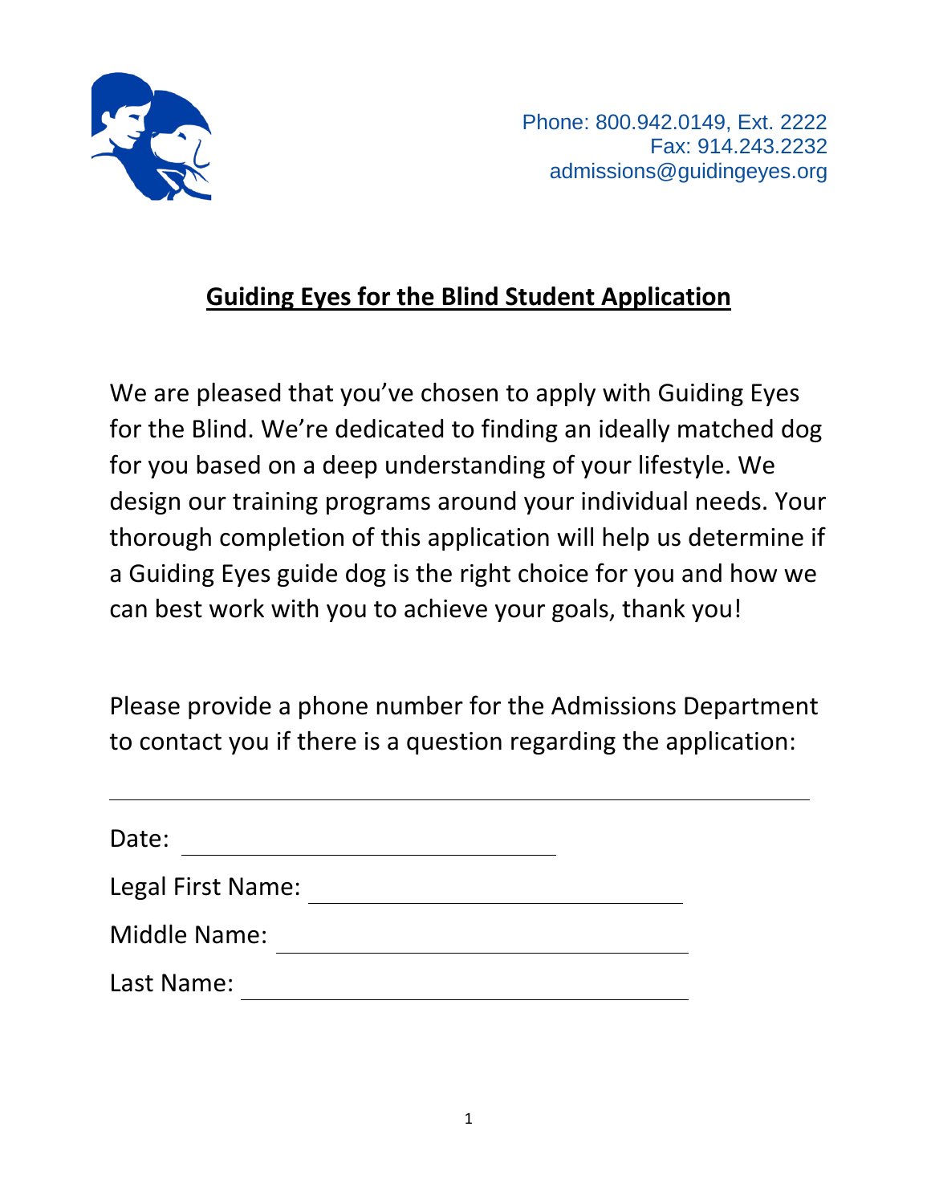Phone: 800.942.0149, Ext. 2222
Fax: 914.243.2232
admissions@guidingeyes.org

# Guiding Eyes for the Blind Student Application

We are pleased that you've chosen to apply with Guiding Eyes for the Blind. We're dedicated to finding an ideally matched dog for you based on a deep understanding of your lifestyle. We design our training programs around your individual needs. Your thorough completion of this application will help us determine if a Guiding Eyes guide dog is the right choice for you and how we can best work with you to achieve your goals, thank you!

Please provide a phone number for the Admissions Department to contact you if there is a question regarding the application:

______________________________________________

Date: ______________________________

Legal First Name: ______________________________

Middle Name: ______________________________

Last Name: ______________________________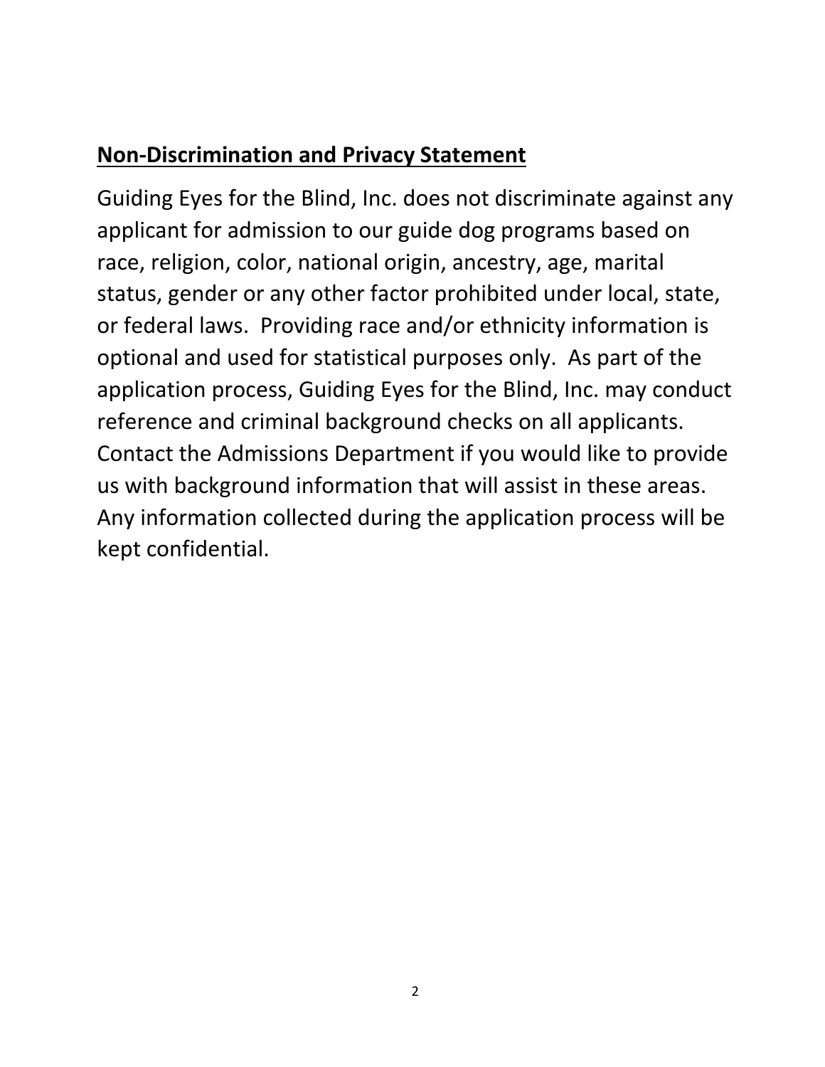## Non-Discrimination and Privacy Statement

Guiding Eyes for the Blind, Inc. does not discriminate against any applicant for admission to our guide dog programs based on race, religion, color, national origin, ancestry, age, marital status, gender or any other factor prohibited under local, state, or federal laws. Providing race and/or ethnicity information is optional and used for statistical purposes only. As part of the application process, Guiding Eyes for the Blind, Inc. may conduct reference and criminal background checks on all applicants. Contact the Admissions Department if you would like to provide us with background information that will assist in these areas. Any information collected during the application process will be kept confidential.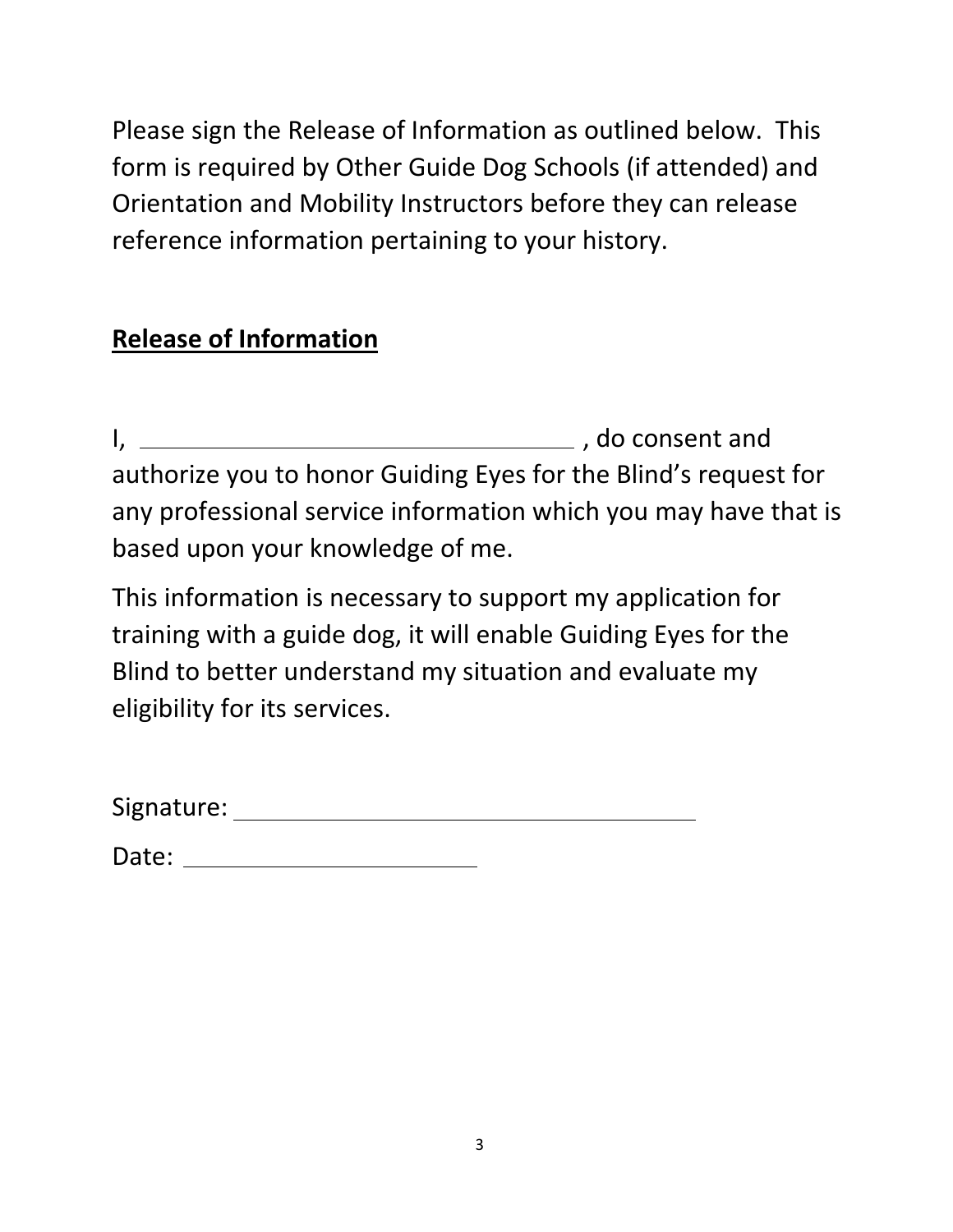Please sign the Release of Information as outlined below. This form is required by Other Guide Dog Schools (if attended) and Orientation and Mobility Instructors before they can release reference information pertaining to your history.

## Release of Information

I, ______________________________ , do consent and authorize you to honor Guiding Eyes for the Blind's request for any professional service information which you may have that is based upon your knowledge of me.

This information is necessary to support my application for training with a guide dog, it will enable Guiding Eyes for the Blind to better understand my situation and evaluate my eligibility for its services.

Signature: ______________________________

Date: ____________________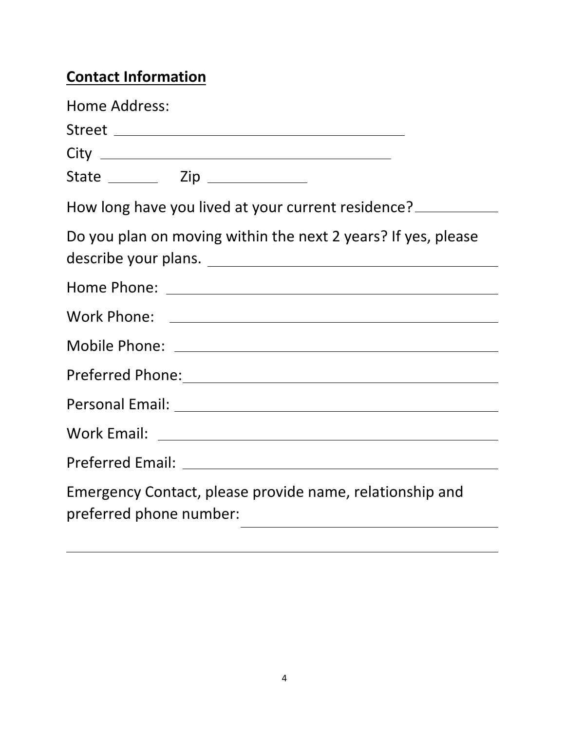## **Contact Information**

Home Address:

Street \_\_\_\_\_\_\_\_\_\_\_\_\_\_\_\_\_\_\_\_\_\_\_\_\_\_\_\_\_\_\_\_\_\_\_\_\_\_\_\_

City \_\_\_\_\_\_\_\_\_\_\_\_\_\_\_\_\_\_\_\_\_\_\_\_\_\_\_\_\_\_\_\_\_\_\_\_\_\_\_\_

State \_\_\_\_\_\_\_ Zip \_\_\_\_\_\_\_\_\_\_\_\_\_

How long have you lived at your current residence? \_\_\_\_\_\_\_\_\_\_\_\_

Do you plan on moving within the next 2 years? If yes, please describe your plans. \_\_\_\_\_\_\_\_\_\_\_\_\_\_\_\_\_\_\_\_\_\_\_\_\_\_\_\_\_\_\_\_\_\_\_\_\_\_\_\_

Home Phone: \_\_\_\_\_\_\_\_\_\_\_\_\_\_\_\_\_\_\_\_\_\_\_\_\_\_\_\_\_\_\_\_\_\_\_\_\_\_\_\_

Work Phone: \_\_\_\_\_\_\_\_\_\_\_\_\_\_\_\_\_\_\_\_\_\_\_\_\_\_\_\_\_\_\_\_\_\_\_\_\_\_\_\_

Mobile Phone: \_\_\_\_\_\_\_\_\_\_\_\_\_\_\_\_\_\_\_\_\_\_\_\_\_\_\_\_\_\_\_\_\_\_\_\_\_\_\_\_

Preferred Phone: \_\_\_\_\_\_\_\_\_\_\_\_\_\_\_\_\_\_\_\_\_\_\_\_\_\_\_\_\_\_\_\_\_\_\_\_\_\_\_\_

Personal Email: \_\_\_\_\_\_\_\_\_\_\_\_\_\_\_\_\_\_\_\_\_\_\_\_\_\_\_\_\_\_\_\_\_\_\_\_\_\_\_\_

Work Email: \_\_\_\_\_\_\_\_\_\_\_\_\_\_\_\_\_\_\_\_\_\_\_\_\_\_\_\_\_\_\_\_\_\_\_\_\_\_\_\_

Preferred Email: \_\_\_\_\_\_\_\_\_\_\_\_\_\_\_\_\_\_\_\_\_\_\_\_\_\_\_\_\_\_\_\_\_\_\_\_\_\_\_\_

Emergency Contact, please provide name, relationship and preferred phone number: \_\_\_\_\_\_\_\_\_\_\_\_\_\_\_\_\_\_\_\_\_\_\_\_\_\_\_\_\_\_\_\_\_\_\_\_

\_\_\_\_\_\_\_\_\_\_\_\_\_\_\_\_\_\_\_\_\_\_\_\_\_\_\_\_\_\_\_\_\_\_\_\_\_\_\_\_\_\_\_\_\_\_\_\_\_\_\_\_\_\_\_\_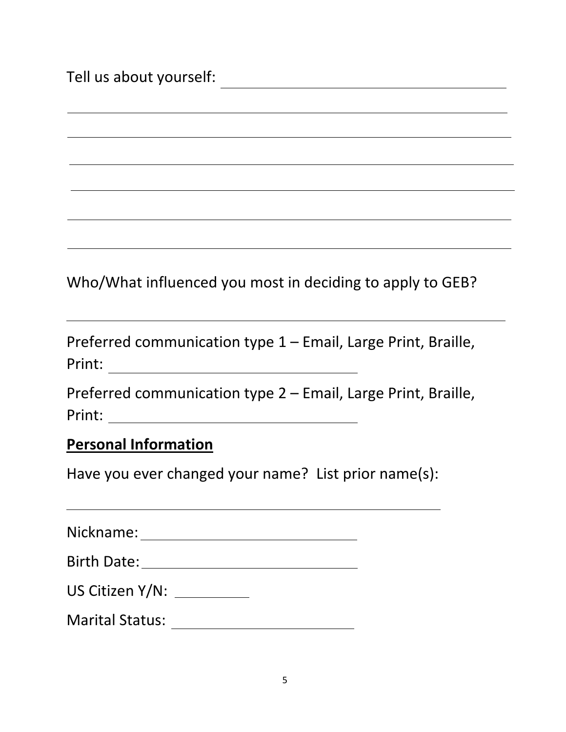Tell us about yourself: ______________________________________

____________________________________________________________

____________________________________________________________

____________________________________________________________

____________________________________________________________

____________________________________________________________

____________________________________________________________

Who/What influenced you most in deciding to apply to GEB?

____________________________________________________________

Preferred communication type 1 – Email, Large Print, Braille, Print: ______________________

Preferred communication type 2 – Email, Large Print, Braille, Print: ______________________

## **Personal Information**

Have you ever changed your name? List prior name(s):

____________________________________________________

Nickname: ______________________

Birth Date: ______________________

US Citizen Y/N: __________

Marital Status: ______________________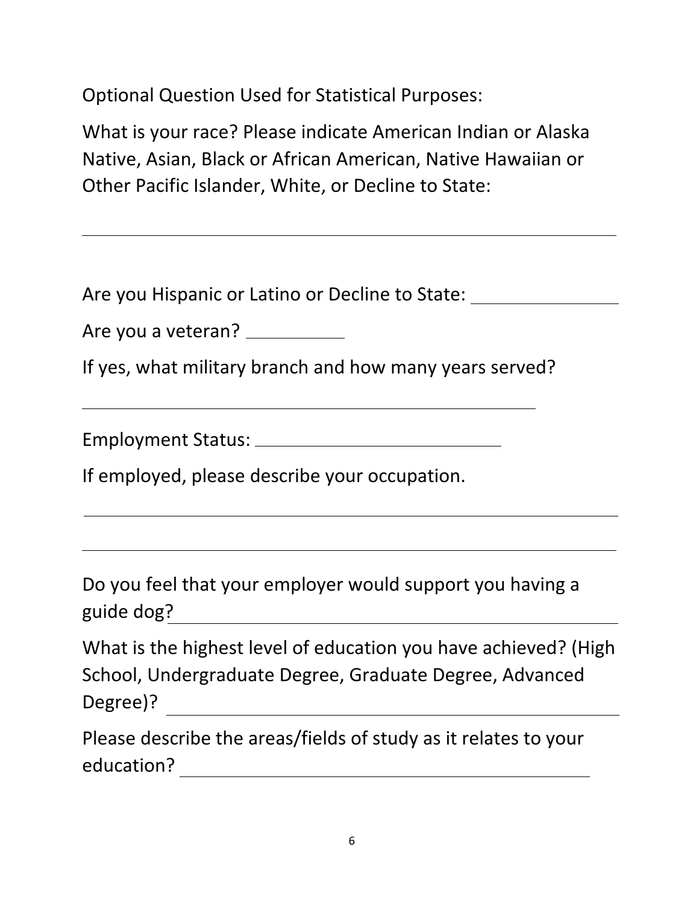Optional Question Used for Statistical Purposes:

What is your race? Please indicate American Indian or Alaska Native, Asian, Black or African American, Native Hawaiian or Other Pacific Islander, White, or Decline to State:

______________________________________________________

Are you Hispanic or Latino or Decline to State: ______________

Are you a veteran? __________

If yes, what military branch and how many years served?

______________________________________________

Employment Status: ________________________

If employed, please describe your occupation.

______________________________________________________

______________________________________________________

Do you feel that your employer would support you having a guide dog?______________________________________________

What is the highest level of education you have achieved? (High School, Undergraduate Degree, Graduate Degree, Advanced Degree)? ____________________________________________

Please describe the areas/fields of study as it relates to your education? ________________________________________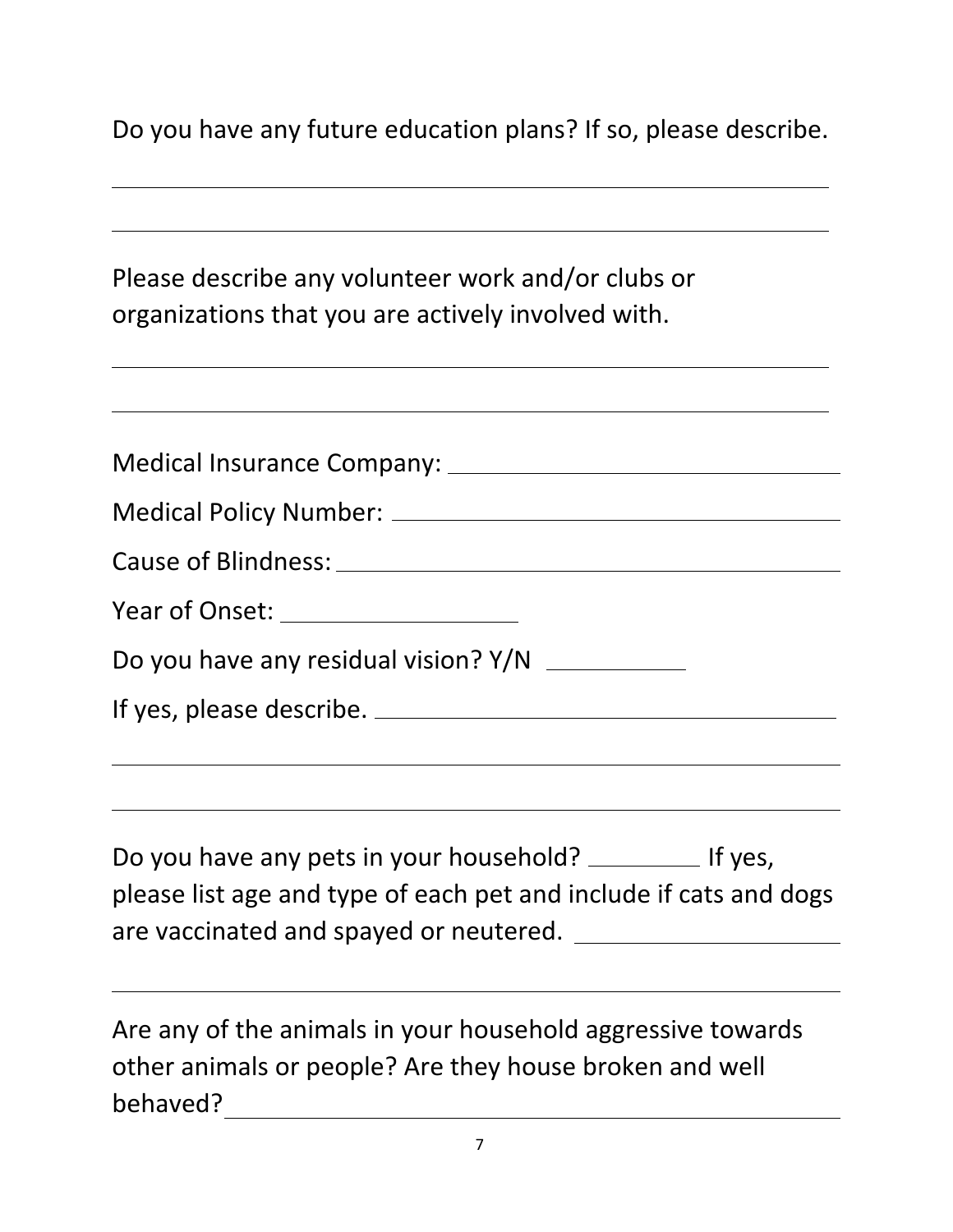Do you have any future education plans? If so, please describe.

\_\_\_\_\_\_\_\_\_\_\_\_\_\_\_\_\_\_\_\_\_\_\_\_\_\_\_\_\_\_\_\_\_\_\_\_\_\_\_\_\_\_\_\_\_\_\_\_\_\_\_\_\_\_

\_\_\_\_\_\_\_\_\_\_\_\_\_\_\_\_\_\_\_\_\_\_\_\_\_\_\_\_\_\_\_\_\_\_\_\_\_\_\_\_\_\_\_\_\_\_\_\_\_\_\_\_\_\_

Please describe any volunteer work and/or clubs or organizations that you are actively involved with.

\_\_\_\_\_\_\_\_\_\_\_\_\_\_\_\_\_\_\_\_\_\_\_\_\_\_\_\_\_\_\_\_\_\_\_\_\_\_\_\_\_\_\_\_\_\_\_\_\_\_\_\_\_\_

\_\_\_\_\_\_\_\_\_\_\_\_\_\_\_\_\_\_\_\_\_\_\_\_\_\_\_\_\_\_\_\_\_\_\_\_\_\_\_\_\_\_\_\_\_\_\_\_\_\_\_\_\_\_

Medical Insurance Company: \_\_\_\_\_\_\_\_\_\_\_\_\_\_\_\_\_\_\_\_\_\_\_\_\_\_\_\_\_\_

Medical Policy Number: \_\_\_\_\_\_\_\_\_\_\_\_\_\_\_\_\_\_\_\_\_\_\_\_\_\_\_\_\_\_\_\_\_\_

Cause of Blindness: \_\_\_\_\_\_\_\_\_\_\_\_\_\_\_\_\_\_\_\_\_\_\_\_\_\_\_\_\_\_\_\_\_\_\_\_\_

Year of Onset: \_\_\_\_\_\_\_\_\_\_\_\_\_\_\_\_\_\_

Do you have any residual vision? Y/N \_\_\_\_\_\_\_\_\_\_\_

If yes, please describe. \_\_\_\_\_\_\_\_\_\_\_\_\_\_\_\_\_\_\_\_\_\_\_\_\_\_\_\_\_\_\_\_\_\_\_

\_\_\_\_\_\_\_\_\_\_\_\_\_\_\_\_\_\_\_\_\_\_\_\_\_\_\_\_\_\_\_\_\_\_\_\_\_\_\_\_\_\_\_\_\_\_\_\_\_\_\_\_\_\_

\_\_\_\_\_\_\_\_\_\_\_\_\_\_\_\_\_\_\_\_\_\_\_\_\_\_\_\_\_\_\_\_\_\_\_\_\_\_\_\_\_\_\_\_\_\_\_\_\_\_\_\_\_\_

Do you have any pets in your household? \_\_\_\_\_\_\_\_\_ If yes, please list age and type of each pet and include if cats and dogs are vaccinated and spayed or neutered. \_\_\_\_\_\_\_\_\_\_\_\_\_\_\_\_\_\_\_\_

\_\_\_\_\_\_\_\_\_\_\_\_\_\_\_\_\_\_\_\_\_\_\_\_\_\_\_\_\_\_\_\_\_\_\_\_\_\_\_\_\_\_\_\_\_\_\_\_\_\_\_\_\_\_

Are any of the animals in your household aggressive towards other animals or people? Are they house broken and well behaved? \_\_\_\_\_\_\_\_\_\_\_\_\_\_\_\_\_\_\_\_\_\_\_\_\_\_\_\_\_\_\_\_\_\_\_\_\_\_\_\_\_\_\_\_\_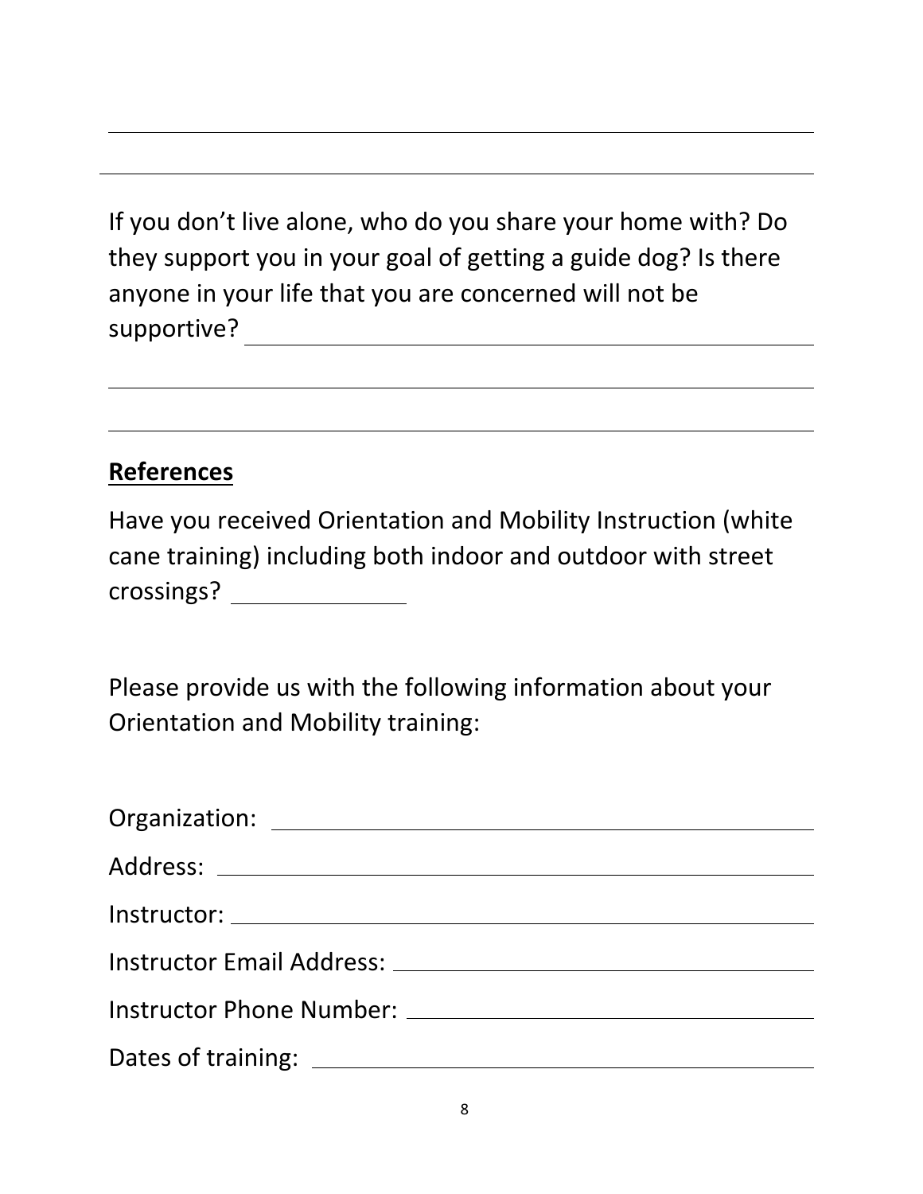_______________________________________________

_______________________________________________

If you don't live alone, who do you share your home with? Do they support you in your goal of getting a guide dog? Is there anyone in your life that you are concerned will not be supportive? _______________________________

_______________________________________________

_______________________________________________

## References

Have you received Orientation and Mobility Instruction (white cane training) including both indoor and outdoor with street crossings? _____________

Please provide us with the following information about your Orientation and Mobility training:

Organization: _______________________________

Address: _______________________________

Instructor: _______________________________

Instructor Email Address: _______________________________

Instructor Phone Number: _______________________________

Dates of training: _______________________________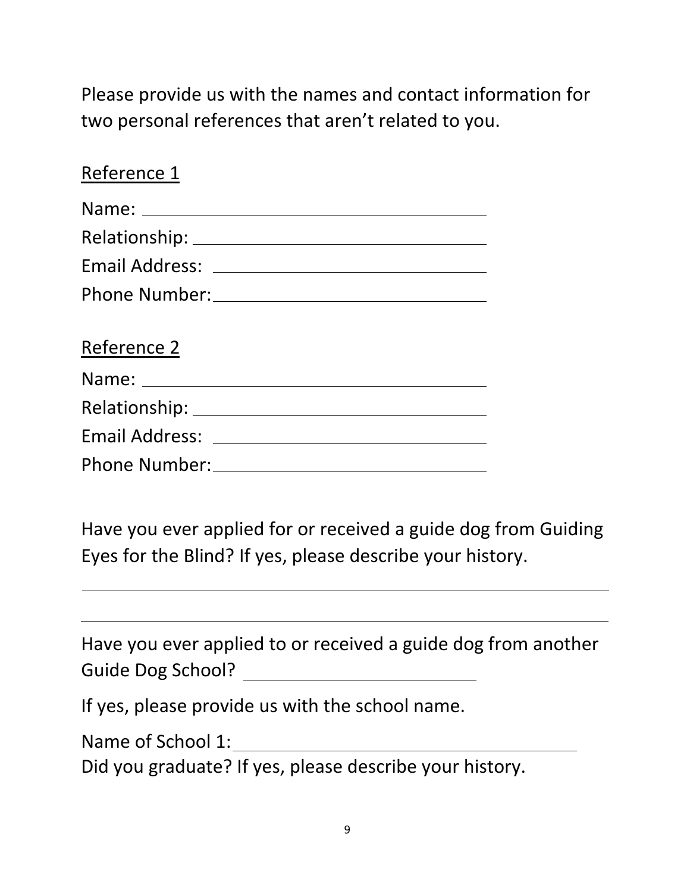Please provide us with the names and contact information for two personal references that aren't related to you.

Reference 1

Name: ______________________________

Relationship: ______________________________

Email Address: ______________________________

Phone Number: ______________________________

Reference 2

Name: ______________________________

Relationship: ______________________________

Email Address: ______________________________

Phone Number: ______________________________

Have you ever applied for or received a guide dog from Guiding Eyes for the Blind? If yes, please describe your history.

______________________________________________________________

______________________________________________________________

Have you ever applied to or received a guide dog from another Guide Dog School? ____________________

If yes, please provide us with the school name.

Name of School 1: ______________________________

Did you graduate? If yes, please describe your history.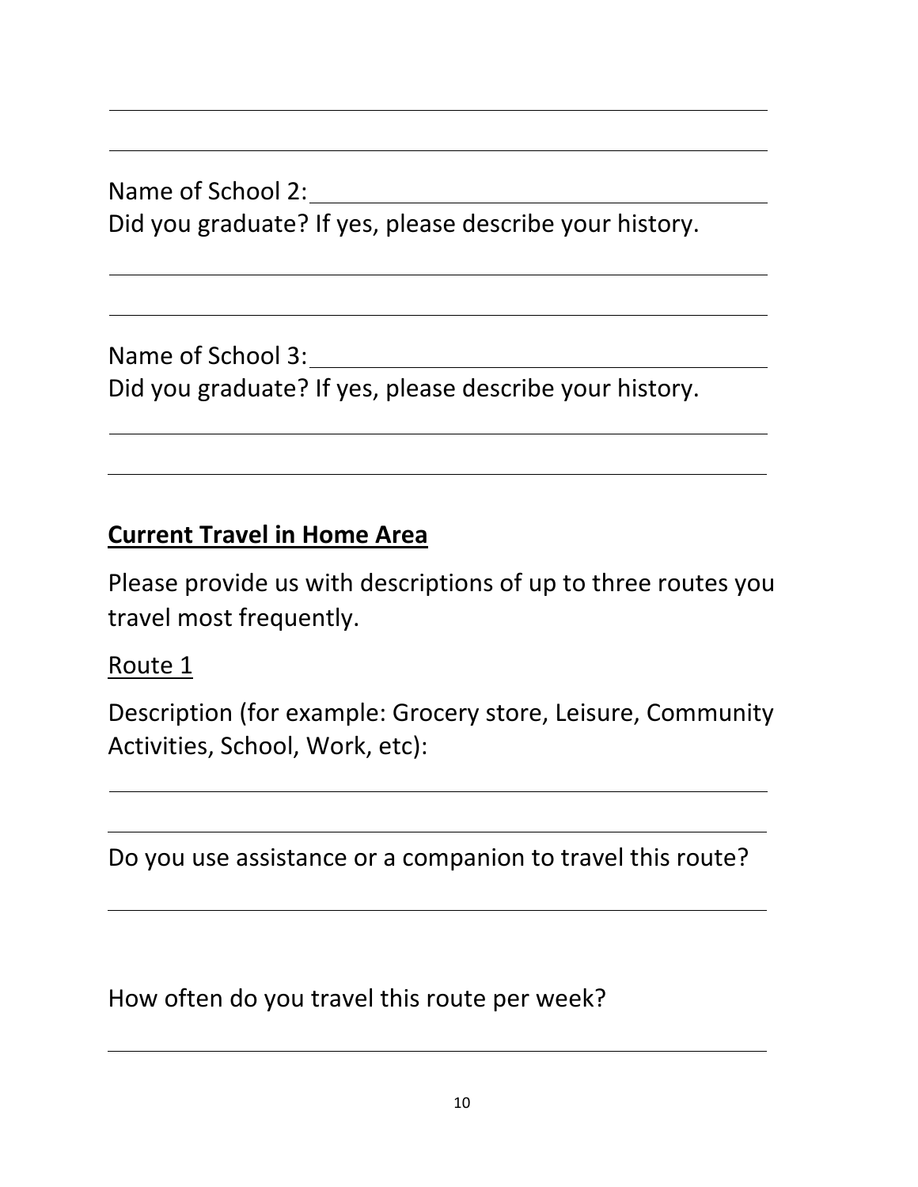Name of School 2: ______________________________________

Did you graduate? If yes, please describe your history.

______________________________________________________

______________________________________________________

Name of School 3: ______________________________________

Did you graduate? If yes, please describe your history.

______________________________________________________

______________________________________________________

## Current Travel in Home Area

Please provide us with descriptions of up to three routes you travel most frequently.

Route 1

Description (for example: Grocery store, Leisure, Community Activities, School, Work, etc):

______________________________________________________

______________________________________________________

Do you use assistance or a companion to travel this route?

______________________________________________________

How often do you travel this route per week?

______________________________________________________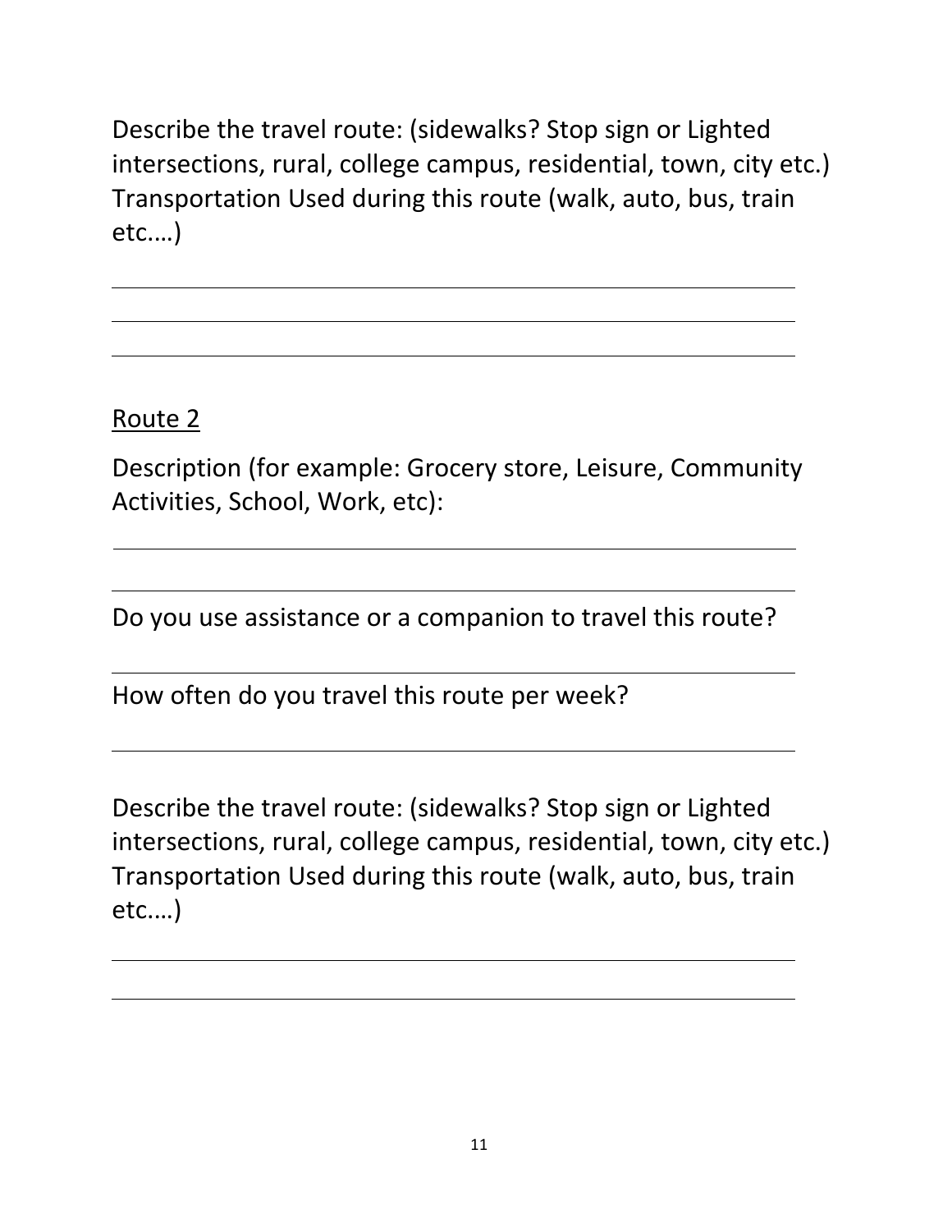Describe the travel route: (sidewalks? Stop sign or Lighted intersections, rural, college campus, residential, town, city etc.) Transportation Used during this route (walk, auto, bus, train etc.…)

\_\_\_\_\_\_\_\_\_\_\_\_\_\_\_\_\_\_\_\_\_\_\_\_\_\_\_\_\_\_\_\_\_\_\_\_\_\_\_\_\_\_\_\_\_\_\_\_\_\_\_\_

\_\_\_\_\_\_\_\_\_\_\_\_\_\_\_\_\_\_\_\_\_\_\_\_\_\_\_\_\_\_\_\_\_\_\_\_\_\_\_\_\_\_\_\_\_\_\_\_\_\_\_\_

\_\_\_\_\_\_\_\_\_\_\_\_\_\_\_\_\_\_\_\_\_\_\_\_\_\_\_\_\_\_\_\_\_\_\_\_\_\_\_\_\_\_\_\_\_\_\_\_\_\_\_\_

<u>Route 2</u>

Description (for example: Grocery store, Leisure, Community Activities, School, Work, etc):

\_\_\_\_\_\_\_\_\_\_\_\_\_\_\_\_\_\_\_\_\_\_\_\_\_\_\_\_\_\_\_\_\_\_\_\_\_\_\_\_\_\_\_\_\_\_\_\_\_\_\_\_

\_\_\_\_\_\_\_\_\_\_\_\_\_\_\_\_\_\_\_\_\_\_\_\_\_\_\_\_\_\_\_\_\_\_\_\_\_\_\_\_\_\_\_\_\_\_\_\_\_\_\_\_

Do you use assistance or a companion to travel this route?

\_\_\_\_\_\_\_\_\_\_\_\_\_\_\_\_\_\_\_\_\_\_\_\_\_\_\_\_\_\_\_\_\_\_\_\_\_\_\_\_\_\_\_\_\_\_\_\_\_\_\_\_

How often do you travel this route per week?

\_\_\_\_\_\_\_\_\_\_\_\_\_\_\_\_\_\_\_\_\_\_\_\_\_\_\_\_\_\_\_\_\_\_\_\_\_\_\_\_\_\_\_\_\_\_\_\_\_\_\_\_

Describe the travel route: (sidewalks? Stop sign or Lighted intersections, rural, college campus, residential, town, city etc.) Transportation Used during this route (walk, auto, bus, train etc.…)

\_\_\_\_\_\_\_\_\_\_\_\_\_\_\_\_\_\_\_\_\_\_\_\_\_\_\_\_\_\_\_\_\_\_\_\_\_\_\_\_\_\_\_\_\_\_\_\_\_\_\_\_

\_\_\_\_\_\_\_\_\_\_\_\_\_\_\_\_\_\_\_\_\_\_\_\_\_\_\_\_\_\_\_\_\_\_\_\_\_\_\_\_\_\_\_\_\_\_\_\_\_\_\_\_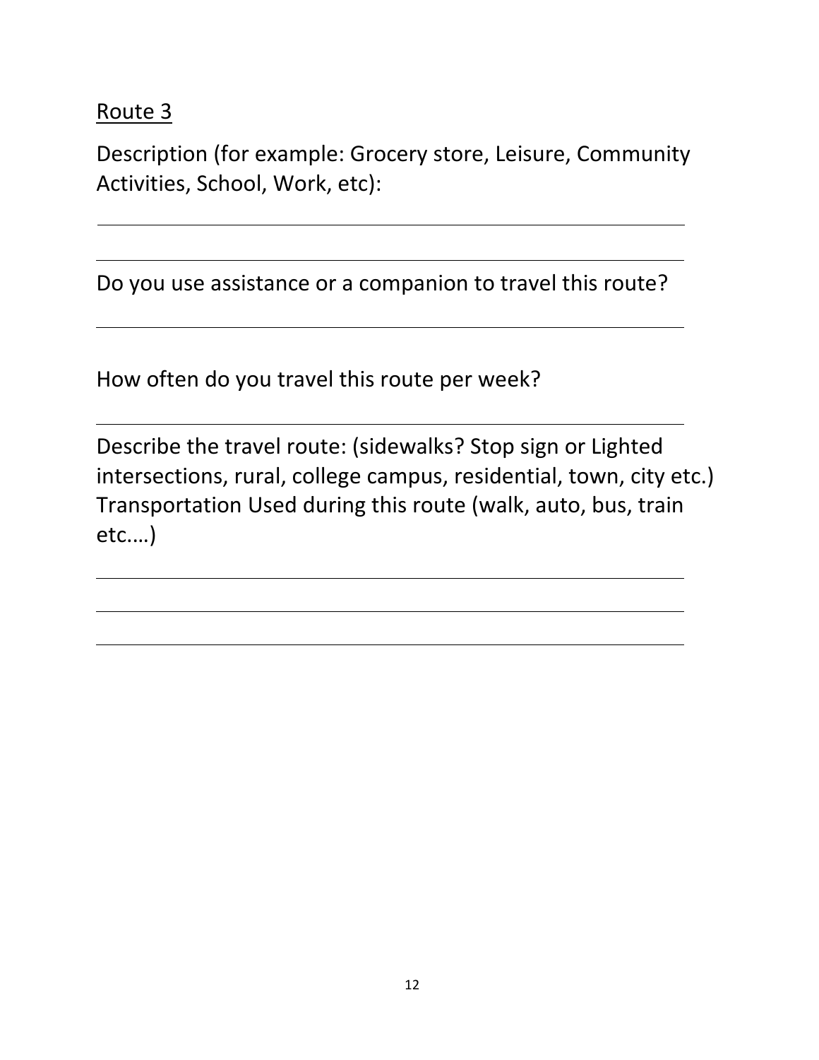<u>Route 3</u>

Description (for example: Grocery store, Leisure, Community Activities, School, Work, etc):

______________________________________________

______________________________________________

Do you use assistance or a companion to travel this route?

______________________________________________

How often do you travel this route per week?

______________________________________________

Describe the travel route: (sidewalks? Stop sign or Lighted intersections, rural, college campus, residential, town, city etc.) Transportation Used during this route (walk, auto, bus, train etc.…)

______________________________________________

______________________________________________

______________________________________________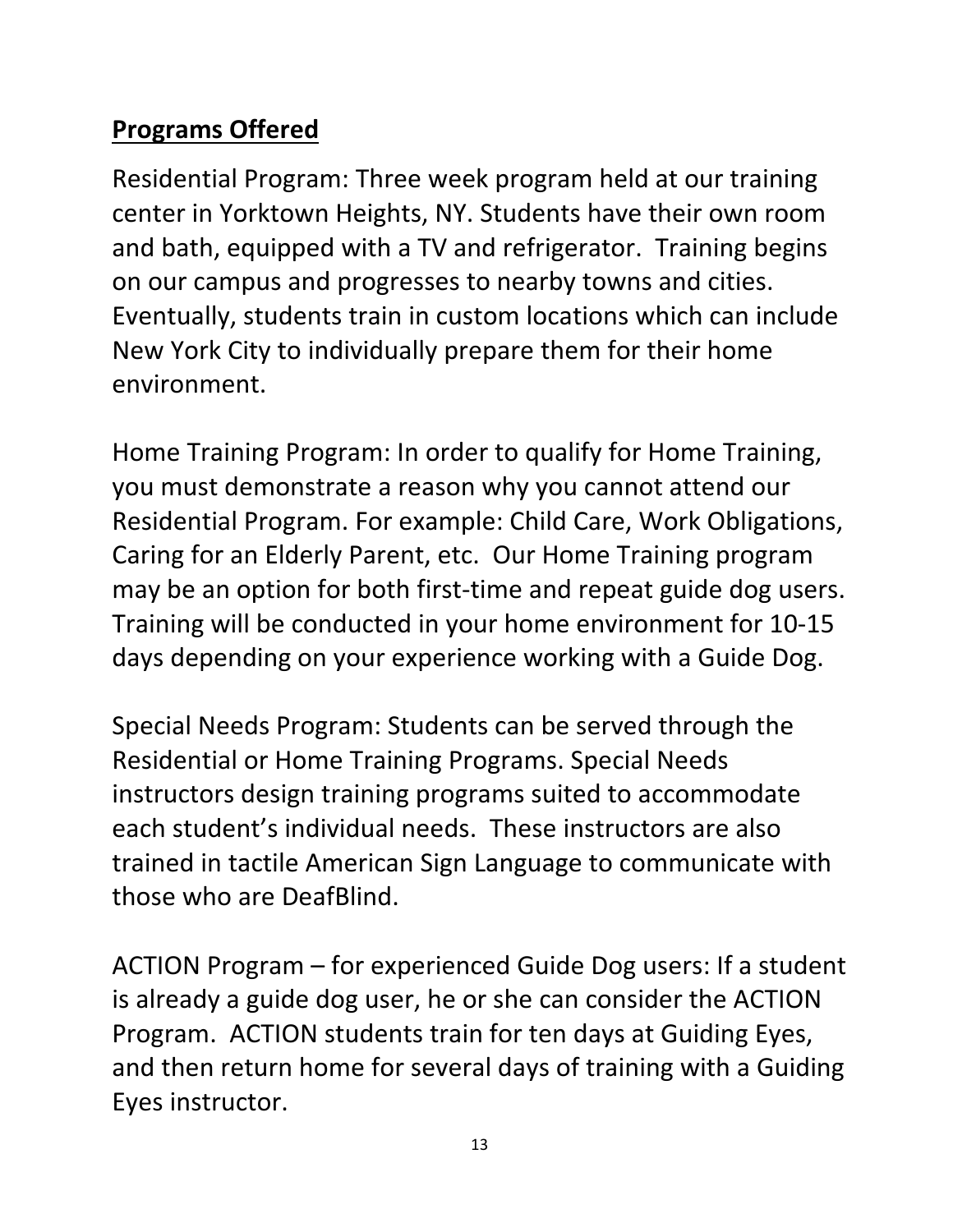## Programs Offered

Residential Program: Three week program held at our training center in Yorktown Heights, NY. Students have their own room and bath, equipped with a TV and refrigerator. Training begins on our campus and progresses to nearby towns and cities. Eventually, students train in custom locations which can include New York City to individually prepare them for their home environment.

Home Training Program: In order to qualify for Home Training, you must demonstrate a reason why you cannot attend our Residential Program. For example: Child Care, Work Obligations, Caring for an Elderly Parent, etc. Our Home Training program may be an option for both first-time and repeat guide dog users. Training will be conducted in your home environment for 10-15 days depending on your experience working with a Guide Dog.

Special Needs Program: Students can be served through the Residential or Home Training Programs. Special Needs instructors design training programs suited to accommodate each student's individual needs. These instructors are also trained in tactile American Sign Language to communicate with those who are DeafBlind.

ACTION Program – for experienced Guide Dog users: If a student is already a guide dog user, he or she can consider the ACTION Program. ACTION students train for ten days at Guiding Eyes, and then return home for several days of training with a Guiding Eyes instructor.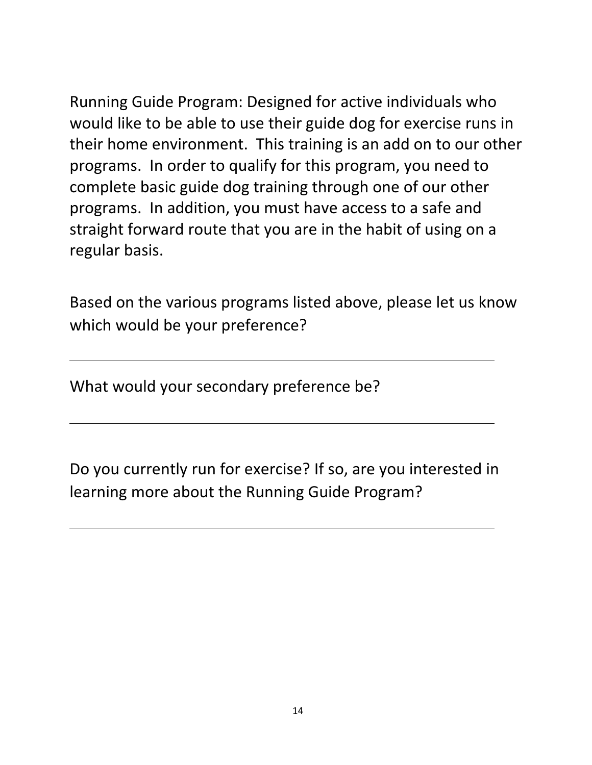Running Guide Program: Designed for active individuals who would like to be able to use their guide dog for exercise runs in their home environment. This training is an add on to our other programs. In order to qualify for this program, you need to complete basic guide dog training through one of our other programs. In addition, you must have access to a safe and straight forward route that you are in the habit of using on a regular basis.

Based on the various programs listed above, please let us know which would be your preference?

\_\_\_\_\_\_\_\_\_\_\_\_\_\_\_\_\_\_\_\_\_\_\_\_\_\_\_\_\_\_\_\_\_\_\_\_\_\_\_\_\_\_\_\_

What would your secondary preference be?

\_\_\_\_\_\_\_\_\_\_\_\_\_\_\_\_\_\_\_\_\_\_\_\_\_\_\_\_\_\_\_\_\_\_\_\_\_\_\_\_\_\_\_\_

Do you currently run for exercise? If so, are you interested in learning more about the Running Guide Program?

\_\_\_\_\_\_\_\_\_\_\_\_\_\_\_\_\_\_\_\_\_\_\_\_\_\_\_\_\_\_\_\_\_\_\_\_\_\_\_\_\_\_\_\_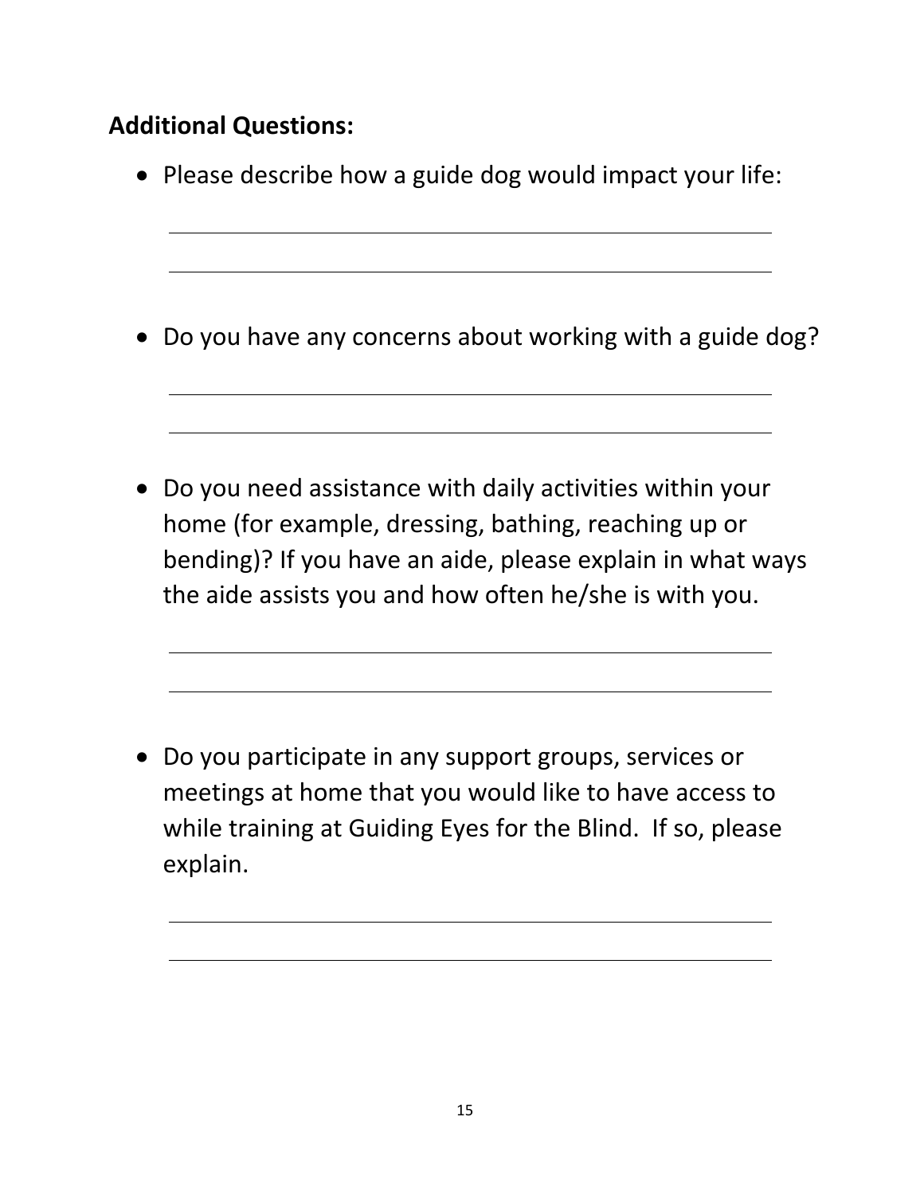**Additional Questions:**

- Please describe how a guide dog would impact your life:

_______________________________________________

_______________________________________________

- Do you have any concerns about working with a guide dog?

_______________________________________________

_______________________________________________

- Do you need assistance with daily activities within your home (for example, dressing, bathing, reaching up or bending)? If you have an aide, please explain in what ways the aide assists you and how often he/she is with you.

_______________________________________________

_______________________________________________

- Do you participate in any support groups, services or meetings at home that you would like to have access to while training at Guiding Eyes for the Blind.  If so, please explain.

_______________________________________________

_______________________________________________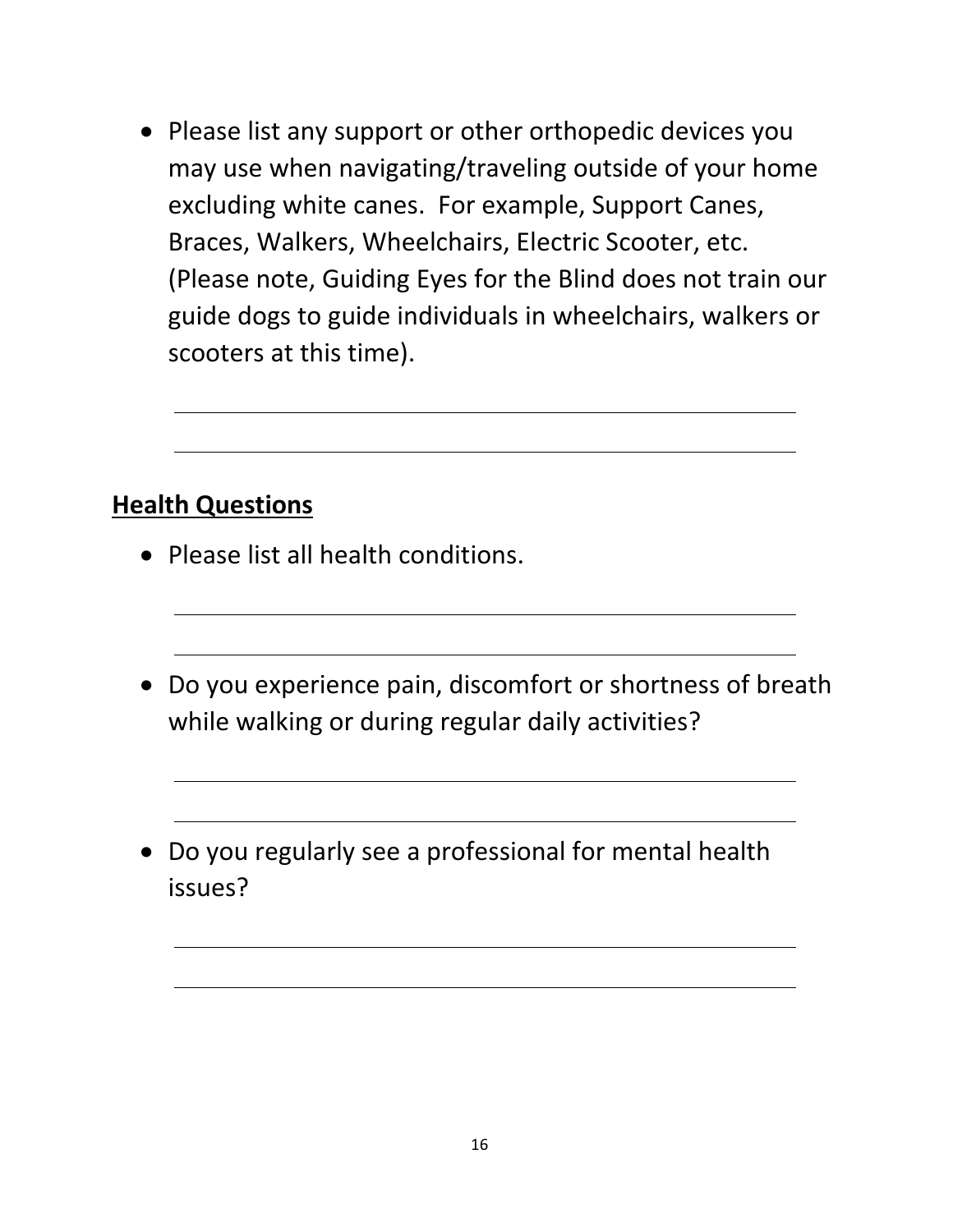- Please list any support or other orthopedic devices you may use when navigating/traveling outside of your home excluding white canes. For example, Support Canes, Braces, Walkers, Wheelchairs, Electric Scooter, etc. (Please note, Guiding Eyes for the Blind does not train our guide dogs to guide individuals in wheelchairs, walkers or scooters at this time).

\_\_\_\_\_\_\_\_\_\_\_\_\_\_\_\_\_\_\_\_\_\_\_\_\_\_\_\_\_\_\_\_\_\_\_\_\_\_\_\_\_\_\_\_

\_\_\_\_\_\_\_\_\_\_\_\_\_\_\_\_\_\_\_\_\_\_\_\_\_\_\_\_\_\_\_\_\_\_\_\_\_\_\_\_\_\_\_\_

## Health Questions

- Please list all health conditions.

\_\_\_\_\_\_\_\_\_\_\_\_\_\_\_\_\_\_\_\_\_\_\_\_\_\_\_\_\_\_\_\_\_\_\_\_\_\_\_\_\_\_\_\_

\_\_\_\_\_\_\_\_\_\_\_\_\_\_\_\_\_\_\_\_\_\_\_\_\_\_\_\_\_\_\_\_\_\_\_\_\_\_\_\_\_\_\_\_

- Do you experience pain, discomfort or shortness of breath while walking or during regular daily activities?

\_\_\_\_\_\_\_\_\_\_\_\_\_\_\_\_\_\_\_\_\_\_\_\_\_\_\_\_\_\_\_\_\_\_\_\_\_\_\_\_\_\_\_\_

\_\_\_\_\_\_\_\_\_\_\_\_\_\_\_\_\_\_\_\_\_\_\_\_\_\_\_\_\_\_\_\_\_\_\_\_\_\_\_\_\_\_\_\_

- Do you regularly see a professional for mental health issues?

\_\_\_\_\_\_\_\_\_\_\_\_\_\_\_\_\_\_\_\_\_\_\_\_\_\_\_\_\_\_\_\_\_\_\_\_\_\_\_\_\_\_\_\_

\_\_\_\_\_\_\_\_\_\_\_\_\_\_\_\_\_\_\_\_\_\_\_\_\_\_\_\_\_\_\_\_\_\_\_\_\_\_\_\_\_\_\_\_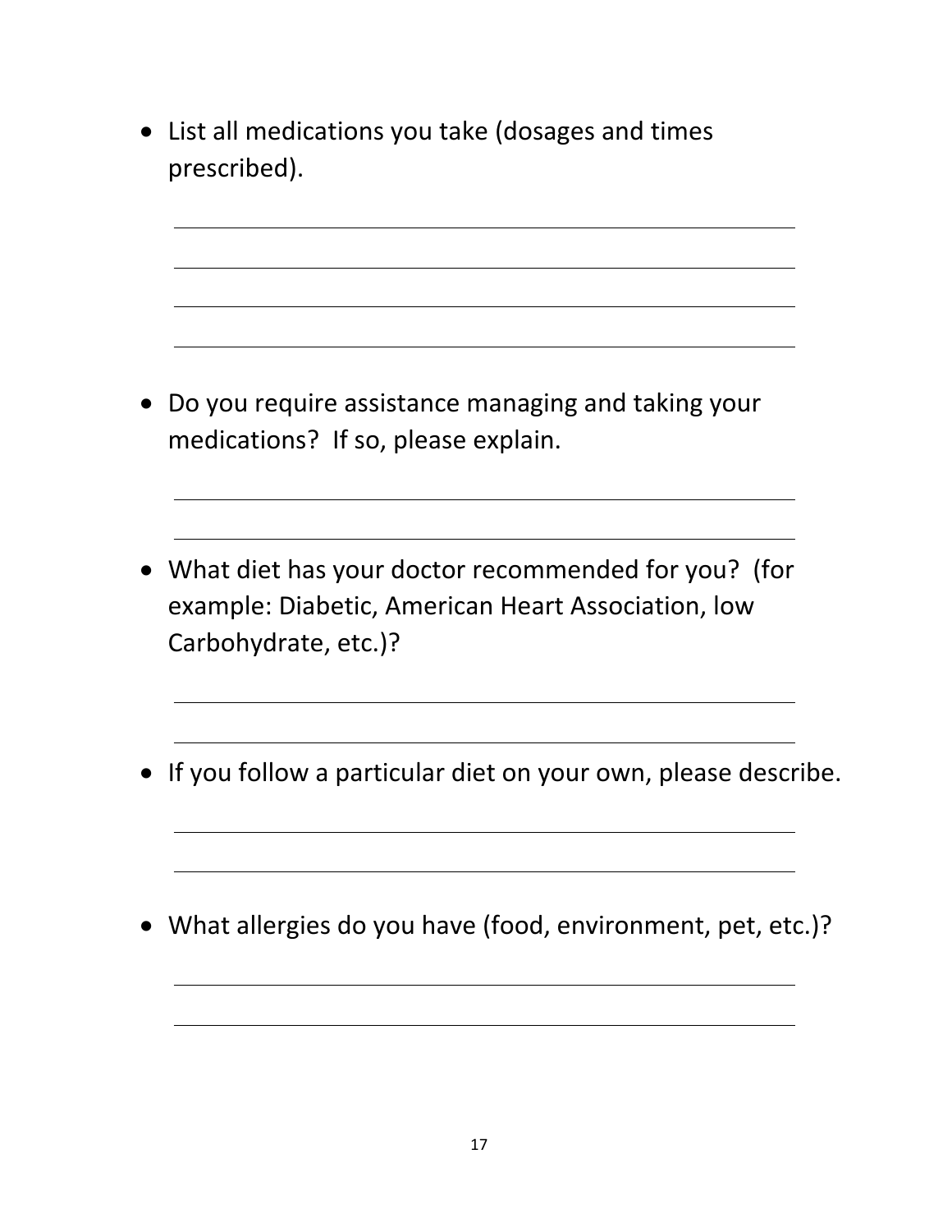- List all medications you take (dosages and times prescribed).

  ______________________________________________
  ______________________________________________
  ______________________________________________
  ______________________________________________

- Do you require assistance managing and taking your medications? If so, please explain.

  ______________________________________________
  ______________________________________________

- What diet has your doctor recommended for you? (for example: Diabetic, American Heart Association, low Carbohydrate, etc.)?

  ______________________________________________
  ______________________________________________

- If you follow a particular diet on your own, please describe.

  ______________________________________________
  ______________________________________________

- What allergies do you have (food, environment, pet, etc.)?

  ______________________________________________
  ______________________________________________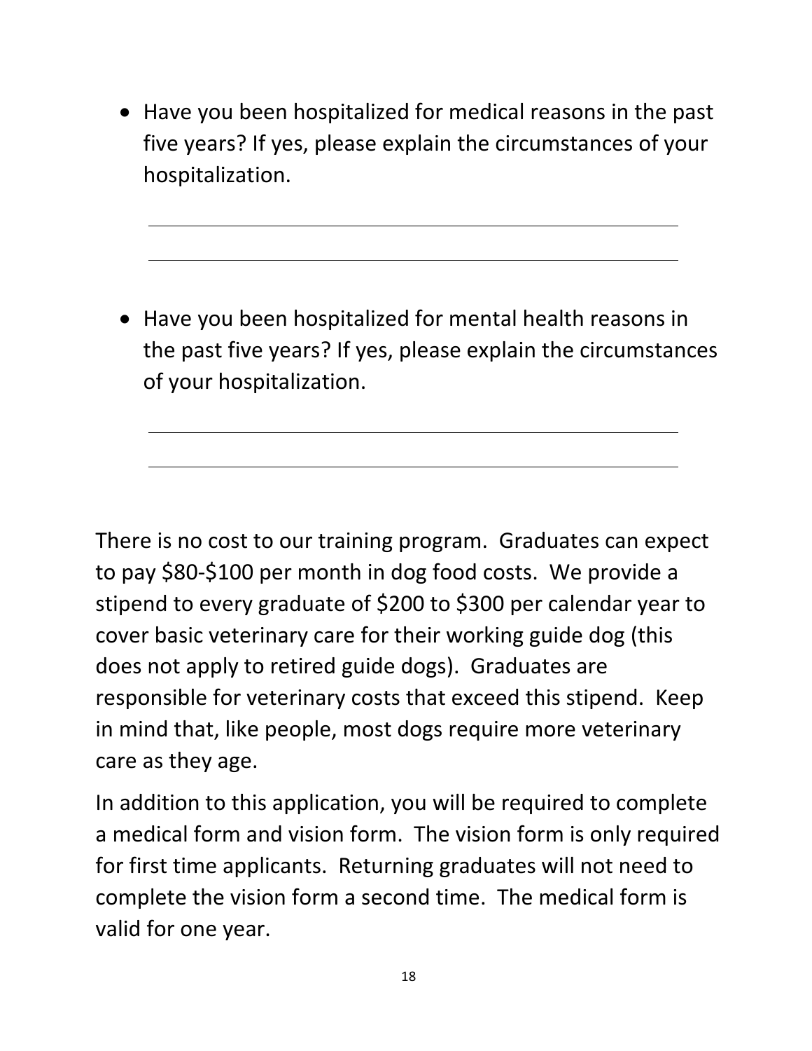- Have you been hospitalized for medical reasons in the past five years? If yes, please explain the circumstances of your hospitalization.

  ______________________________________________

  ______________________________________________

- Have you been hospitalized for mental health reasons in the past five years? If yes, please explain the circumstances of your hospitalization.

  ______________________________________________

  ______________________________________________

There is no cost to our training program. Graduates can expect to pay $80-$100 per month in dog food costs. We provide a stipend to every graduate of $200 to $300 per calendar year to cover basic veterinary care for their working guide dog (this does not apply to retired guide dogs). Graduates are responsible for veterinary costs that exceed this stipend. Keep in mind that, like people, most dogs require more veterinary care as they age.

In addition to this application, you will be required to complete a medical form and vision form. The vision form is only required for first time applicants. Returning graduates will not need to complete the vision form a second time. The medical form is valid for one year.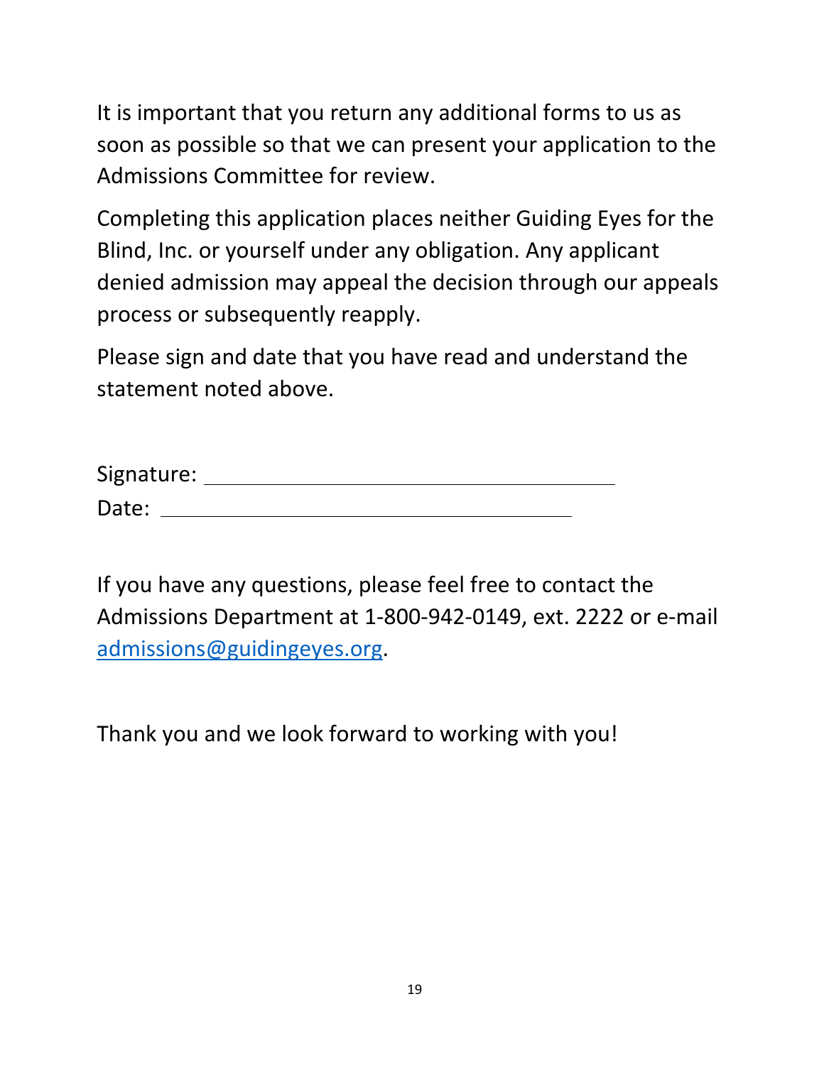It is important that you return any additional forms to us as soon as possible so that we can present your application to the Admissions Committee for review.

Completing this application places neither Guiding Eyes for the Blind, Inc. or yourself under any obligation. Any applicant denied admission may appeal the decision through our appeals process or subsequently reapply.

Please sign and date that you have read and understand the statement noted above.

Signature: ____________________________________

Date: ____________________________________

If you have any questions, please feel free to contact the Admissions Department at 1-800-942-0149, ext. 2222 or e-mail admissions@guidingeyes.org.

Thank you and we look forward to working with you!